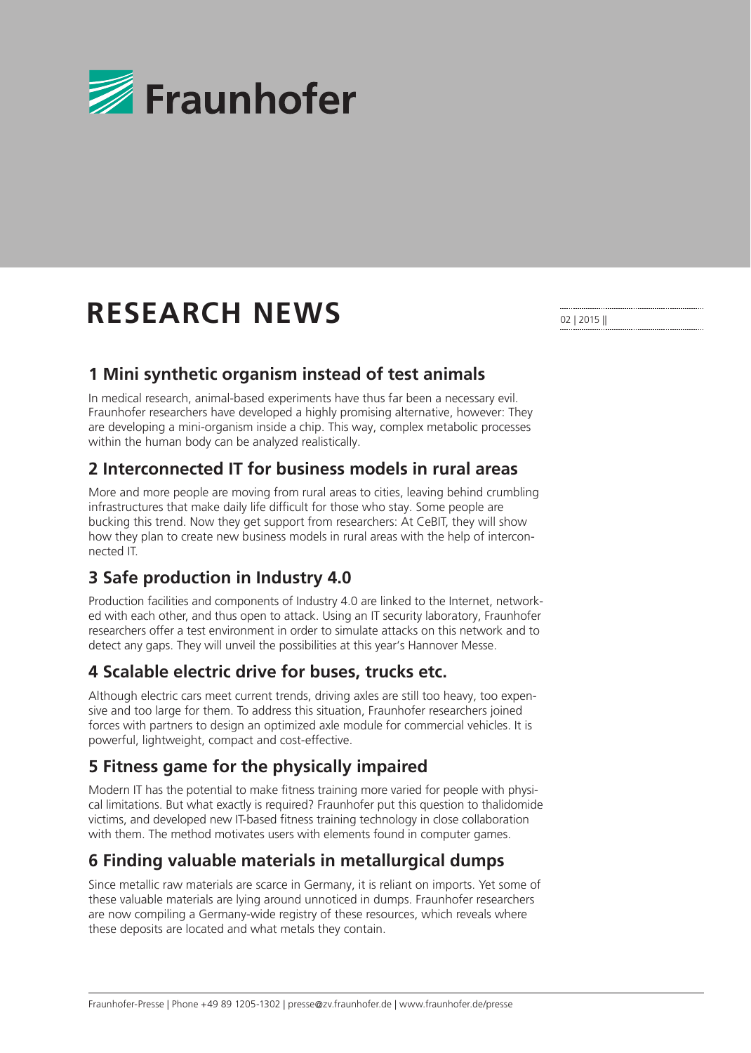Fraunhofer

# RESEARCH NEWS

02 | 2015 ||

## 1 Mini synthetic organism instead of test animals

In medical research, animal-based experiments have thus far been a necessary evil. Fraunhofer researchers have developed a highly promising alternative, however: They are developing a mini-organism inside a chip. This way, complex metabolic processes within the human body can be analyzed realistically.

## 2 Interconnected IT for business models in rural areas

More and more people are moving from rural areas to cities, leaving behind crumbling infrastructures that make daily life difficult for those who stay. Some people are bucking this trend. Now they get support from researchers: At CeBIT, they will show how they plan to create new business models in rural areas with the help of interconnected IT.

## 3 Safe production in Industry 4.0

Production facilities and components of Industry 4.0 are linked to the Internet, networked with each other, and thus open to attack. Using an IT security laboratory, Fraunhofer researchers offer a test environment in order to simulate attacks on this network and to detect any gaps. They will unveil the possibilities at this year's Hannover Messe.

## 4 Scalable electric drive for buses, trucks etc.

Although electric cars meet current trends, driving axles are still too heavy, too expensive and too large for them. To address this situation, Fraunhofer researchers joined forces with partners to design an optimized axle module for commercial vehicles. It is powerful, lightweight, compact and cost-effective.

## 5 Fitness game for the physically impaired

Modern IT has the potential to make fitness training more varied for people with physical limitations. But what exactly is required? Fraunhofer put this question to thalidomide victims, and developed new IT-based fitness training technology in close collaboration with them. The method motivates users with elements found in computer games.

## 6 Finding valuable materials in metallurgical dumps

Since metallic raw materials are scarce in Germany, it is reliant on imports. Yet some of these valuable materials are lying around unnoticed in dumps. Fraunhofer researchers are now compiling a Germany-wide registry of these resources, which reveals where these deposits are located and what metals they contain.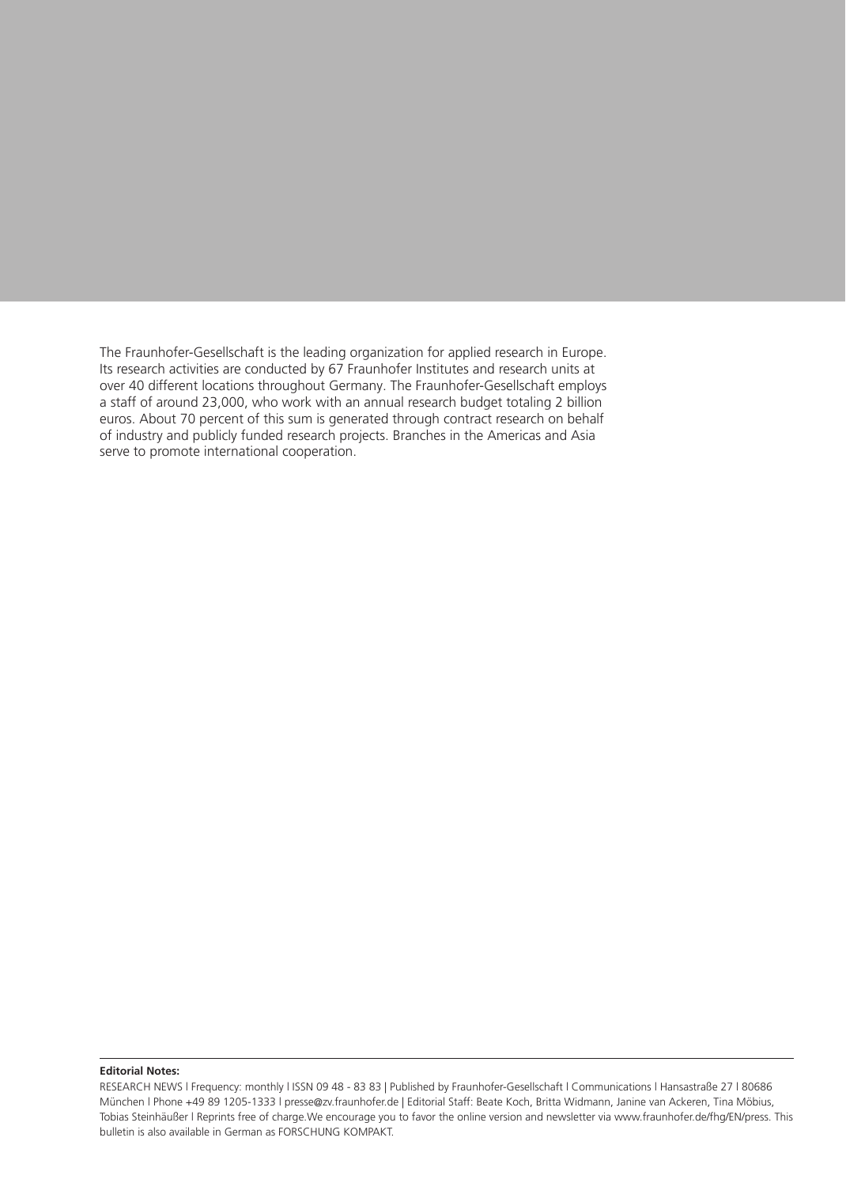The Fraunhofer-Gesellschaft is the leading organization for applied research in Europe. Its research activities are conducted by 67 Fraunhofer Institutes and research units at over 40 different locations throughout Germany. The Fraunhofer-Gesellschaft employs a staff of around 23,000, who work with an annual research budget totaling 2 billion euros. About 70 percent of this sum is generated through contract research on behalf of industry and publicly funded research projects. Branches in the Americas and Asia serve to promote international cooperation.

**Editorial Notes:**

RESEARCH NEWS I Frequency: monthly I ISSN 09 48 - 83 83 | Published by Fraunhofer-Gesellschaft I Communications I Hansastraße 27 I 80686 München I Phone +49 89 1205-1333 I presse@zv.fraunhofer.de | Editorial Staff: Beate Koch, Britta Widmann, Janine van Ackeren, Tina Möbius, Tobias Steinhäußer I Reprints free of charge.We encourage you to favor the online version and newsletter via www.fraunhofer.de/fhg/EN/press. This bulletin is also available in German as FORSCHUNG KOMPAKT.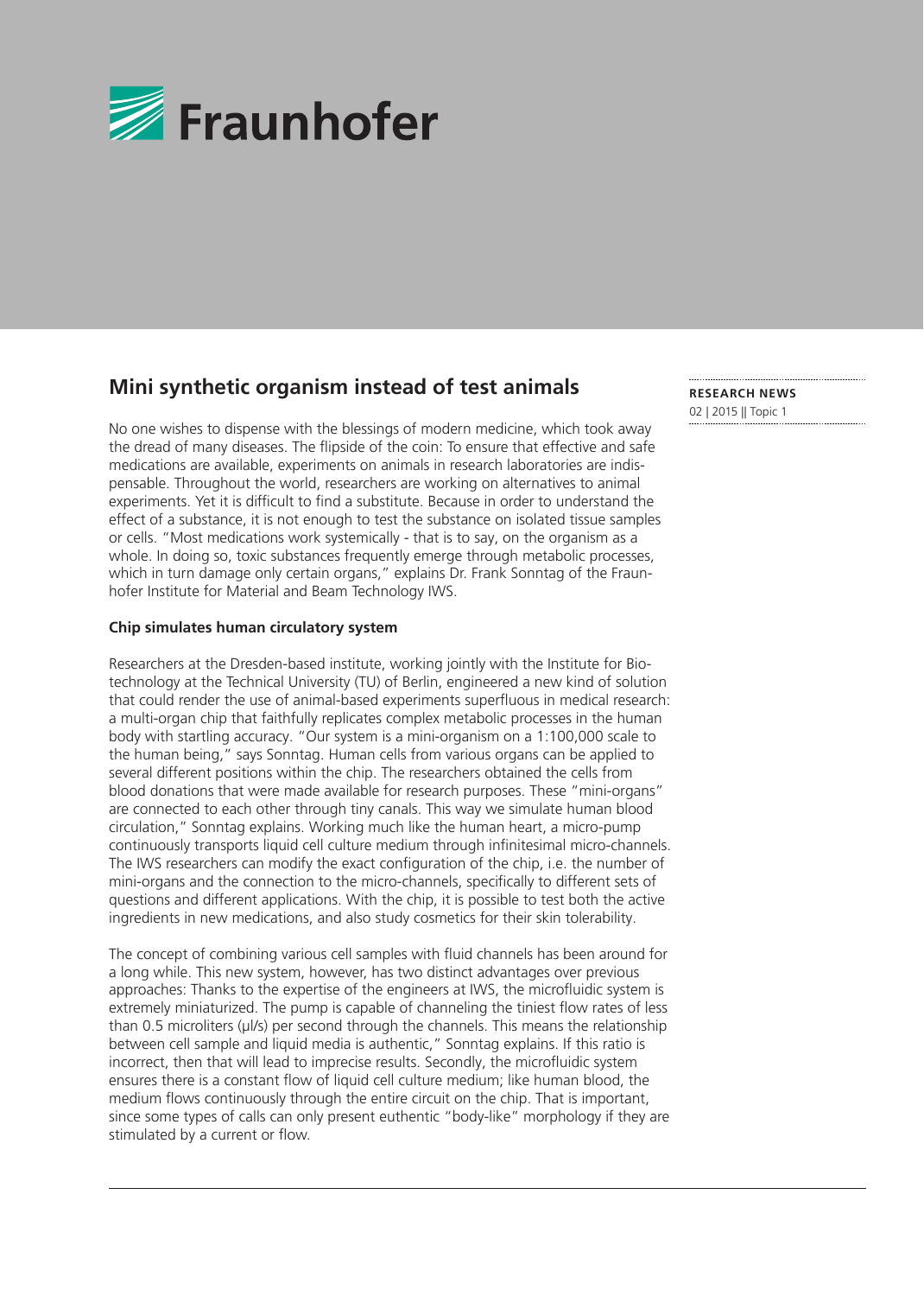# Mini synthetic organism instead of test animals

**RESEARCH NEWS**
02 | 2015 || Topic 1

No one wishes to dispense with the blessings of modern medicine, which took away the dread of many diseases. The flipside of the coin: To ensure that effective and safe medications are available, experiments on animals in research laboratories are indispensable. Throughout the world, researchers are working on alternatives to animal experiments. Yet it is difficult to find a substitute. Because in order to understand the effect of a substance, it is not enough to test the substance on isolated tissue samples or cells. "Most medications work systemically - that is to say, on the organism as a whole. In doing so, toxic substances frequently emerge through metabolic processes, which in turn damage only certain organs," explains Dr. Frank Sonntag of the Fraunhofer Institute for Material and Beam Technology IWS.

**Chip simulates human circulatory system**

Researchers at the Dresden-based institute, working jointly with the Institute for Biotechnology at the Technical University (TU) of Berlin, engineered a new kind of solution that could render the use of animal-based experiments superfluous in medical research: a multi-organ chip that faithfully replicates complex metabolic processes in the human body with startling accuracy. "Our system is a mini-organism on a 1:100,000 scale to the human being," says Sonntag. Human cells from various organs can be applied to several different positions within the chip. The researchers obtained the cells from blood donations that were made available for research purposes. These "mini-organs" are connected to each other through tiny canals. This way we simulate human blood circulation," Sonntag explains. Working much like the human heart, a micro-pump continuously transports liquid cell culture medium through infinitesimal micro-channels. The IWS researchers can modify the exact configuration of the chip, i.e. the number of mini-organs and the connection to the micro-channels, specifically to different sets of questions and different applications. With the chip, it is possible to test both the active ingredients in new medications, and also study cosmetics for their skin tolerability.

The concept of combining various cell samples with fluid channels has been around for a long while. This new system, however, has two distinct advantages over previous approaches: Thanks to the expertise of the engineers at IWS, the microfluidic system is extremely miniaturized. The pump is capable of channeling the tiniest flow rates of less than 0.5 microliters (µl/s) per second through the channels. This means the relationship between cell sample and liquid media is authentic," Sonntag explains. If this ratio is incorrect, then that will lead to imprecise results. Secondly, the microfluidic system ensures there is a constant flow of liquid cell culture medium; like human blood, the medium flows continuously through the entire circuit on the chip. That is important, since some types of calls can only present euthentic "body-like" morphology if they are stimulated by a current or flow.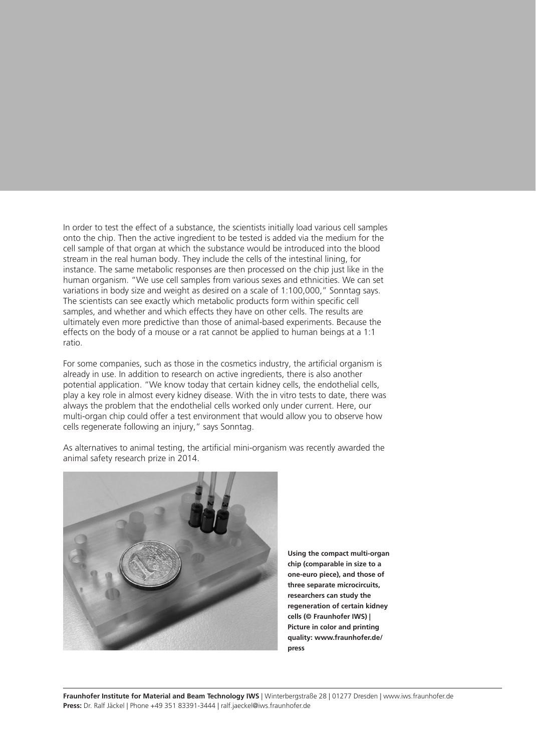In order to test the effect of a substance, the scientists initially load various cell samples onto the chip. Then the active ingredient to be tested is added via the medium for the cell sample of that organ at which the substance would be introduced into the blood stream in the real human body. They include the cells of the intestinal lining, for instance. The same metabolic responses are then processed on the chip just like in the human organism. "We use cell samples from various sexes and ethnicities. We can set variations in body size and weight as desired on a scale of 1:100,000," Sonntag says. The scientists can see exactly which metabolic products form within specific cell samples, and whether and which effects they have on other cells. The results are ultimately even more predictive than those of animal-based experiments. Because the effects on the body of a mouse or a rat cannot be applied to human beings at a 1:1 ratio.

For some companies, such as those in the cosmetics industry, the artificial organism is already in use. In addition to research on active ingredients, there is also another potential application. "We know today that certain kidney cells, the endothelial cells, play a key role in almost every kidney disease. With the in vitro tests to date, there was always the problem that the endothelial cells worked only under current. Here, our multi-organ chip could offer a test environment that would allow you to observe how cells regenerate following an injury," says Sonntag.

As alternatives to animal testing, the artificial mini-organism was recently awarded the animal safety research prize in 2014.

**Using the compact multi-organ chip (comparable in size to a one-euro piece), and those of three separate microcircuits, researchers can study the regeneration of certain kidney cells (© Fraunhofer IWS) | Picture in color and printing quality: www.fraunhofer.de/press**

**Fraunhofer Institute for Material and Beam Technology IWS** | Winterbergstraße 28 | 01277 Dresden | www.iws.fraunhofer.de
**Press:** Dr. Ralf Jäckel | Phone +49 351 83391-3444 | ralf.jaeckel@iws.fraunhofer.de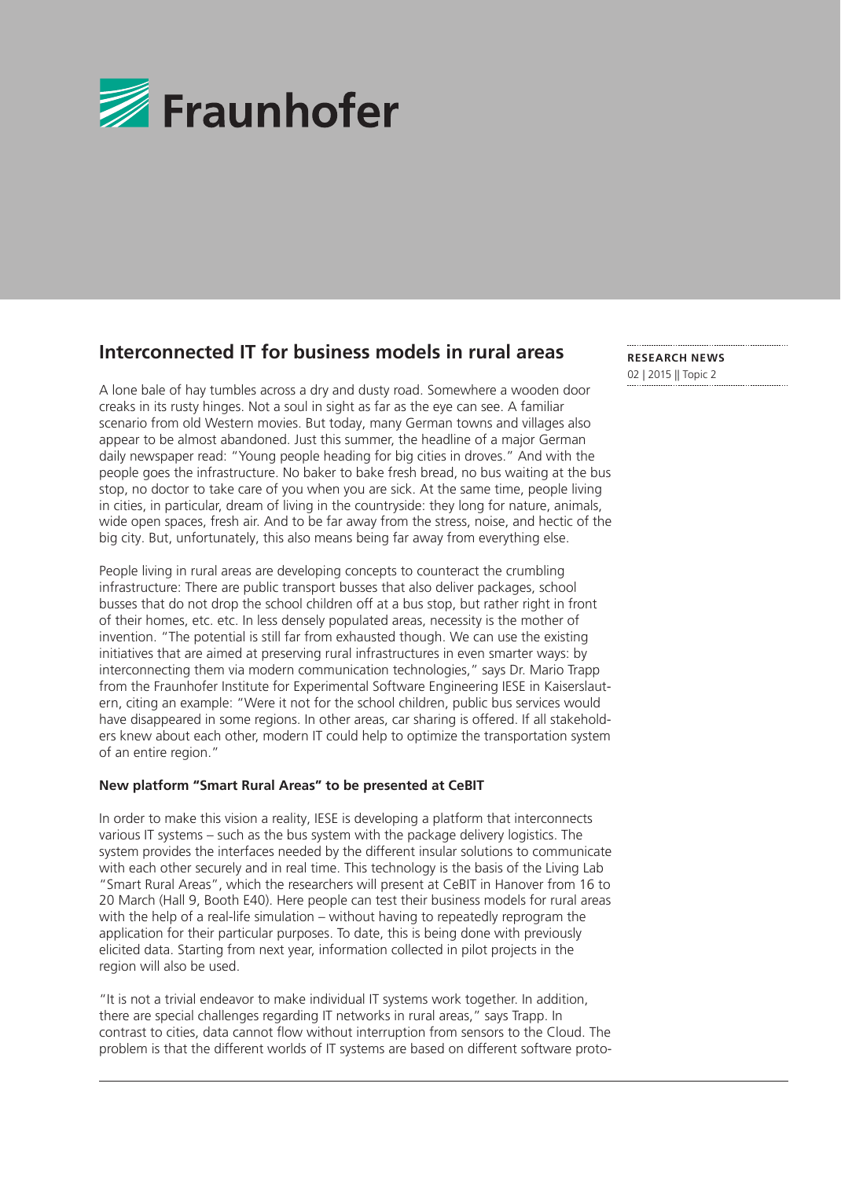## Interconnected IT for business models in rural areas

**RESEARCH NEWS**
02 | 2015 || Topic 2

A lone bale of hay tumbles across a dry and dusty road. Somewhere a wooden door creaks in its rusty hinges. Not a soul in sight as far as the eye can see. A familiar scenario from old Western movies. But today, many German towns and villages also appear to be almost abandoned. Just this summer, the headline of a major German daily newspaper read: "Young people heading for big cities in droves." And with the people goes the infrastructure. No baker to bake fresh bread, no bus waiting at the bus stop, no doctor to take care of you when you are sick. At the same time, people living in cities, in particular, dream of living in the countryside: they long for nature, animals, wide open spaces, fresh air. And to be far away from the stress, noise, and hectic of the big city. But, unfortunately, this also means being far away from everything else.

People living in rural areas are developing concepts to counteract the crumbling infrastructure: There are public transport busses that also deliver packages, school busses that do not drop the school children off at a bus stop, but rather right in front of their homes, etc. etc. In less densely populated areas, necessity is the mother of invention. "The potential is still far from exhausted though. We can use the existing initiatives that are aimed at preserving rural infrastructures in even smarter ways: by interconnecting them via modern communication technologies," says Dr. Mario Trapp from the Fraunhofer Institute for Experimental Software Engineering IESE in Kaiserslautern, citing an example: "Were it not for the school children, public bus services would have disappeared in some regions. In other areas, car sharing is offered. If all stakeholders knew about each other, modern IT could help to optimize the transportation system of an entire region."

### New platform "Smart Rural Areas" to be presented at CeBIT

In order to make this vision a reality, IESE is developing a platform that interconnects various IT systems – such as the bus system with the package delivery logistics. The system provides the interfaces needed by the different insular solutions to communicate with each other securely and in real time. This technology is the basis of the Living Lab "Smart Rural Areas", which the researchers will present at CeBIT in Hanover from 16 to 20 March (Hall 9, Booth E40). Here people can test their business models for rural areas with the help of a real-life simulation – without having to repeatedly reprogram the application for their particular purposes. To date, this is being done with previously elicited data. Starting from next year, information collected in pilot projects in the region will also be used.

"It is not a trivial endeavor to make individual IT systems work together. In addition, there are special challenges regarding IT networks in rural areas," says Trapp. In contrast to cities, data cannot flow without interruption from sensors to the Cloud. The problem is that the different worlds of IT systems are based on different software proto-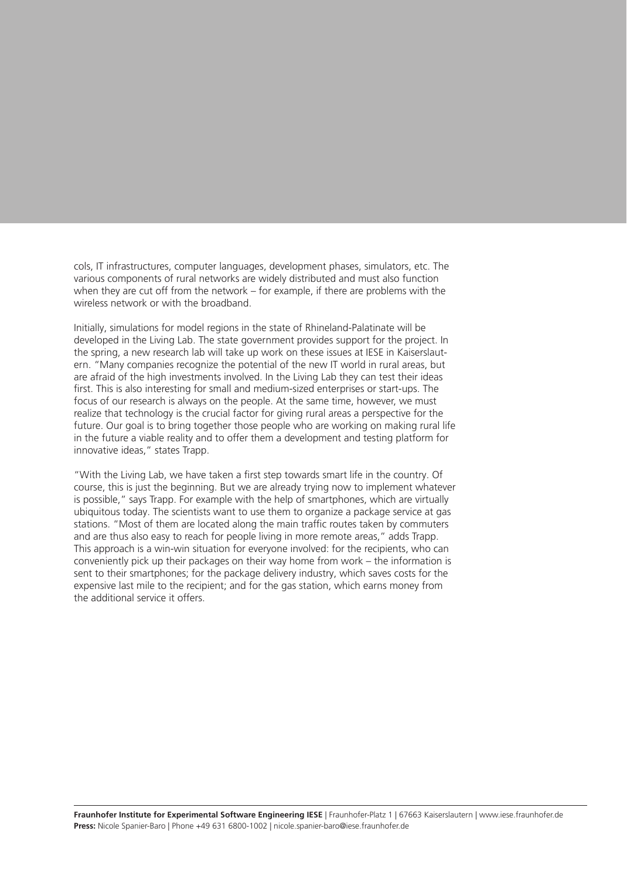cols, IT infrastructures, computer languages, development phases, simulators, etc. The various components of rural networks are widely distributed and must also function when they are cut off from the network – for example, if there are problems with the wireless network or with the broadband.

Initially, simulations for model regions in the state of Rhineland-Palatinate will be developed in the Living Lab. The state government provides support for the project. In the spring, a new research lab will take up work on these issues at IESE in Kaiserslautern. "Many companies recognize the potential of the new IT world in rural areas, but are afraid of the high investments involved. In the Living Lab they can test their ideas first. This is also interesting for small and medium-sized enterprises or start-ups. The focus of our research is always on the people. At the same time, however, we must realize that technology is the crucial factor for giving rural areas a perspective for the future. Our goal is to bring together those people who are working on making rural life in the future a viable reality and to offer them a development and testing platform for innovative ideas," states Trapp.

"With the Living Lab, we have taken a first step towards smart life in the country. Of course, this is just the beginning. But we are already trying now to implement whatever is possible," says Trapp. For example with the help of smartphones, which are virtually ubiquitous today. The scientists want to use them to organize a package service at gas stations. "Most of them are located along the main traffic routes taken by commuters and are thus also easy to reach for people living in more remote areas," adds Trapp. This approach is a win-win situation for everyone involved: for the recipients, who can conveniently pick up their packages on their way home from work – the information is sent to their smartphones; for the package delivery industry, which saves costs for the expensive last mile to the recipient; and for the gas station, which earns money from the additional service it offers.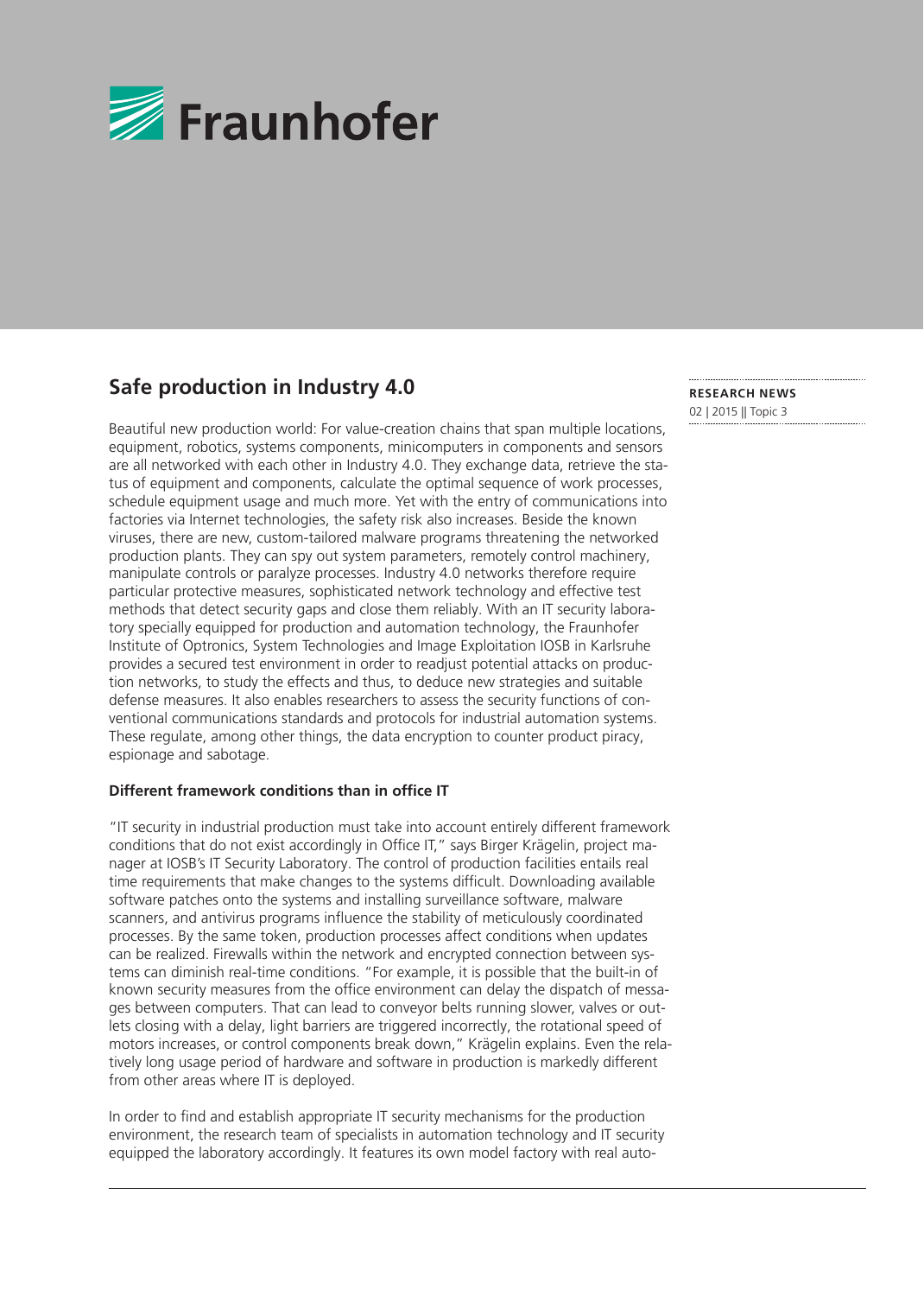# Safe production in Industry 4.0

RESEARCH NEWS
02 | 2015 || Topic 3

Beautiful new production world: For value-creation chains that span multiple locations, equipment, robotics, systems components, minicomputers in components and sensors are all networked with each other in Industry 4.0. They exchange data, retrieve the status of equipment and components, calculate the optimal sequence of work processes, schedule equipment usage and much more. Yet with the entry of communications into factories via Internet technologies, the safety risk also increases. Beside the known viruses, there are new, custom-tailored malware programs threatening the networked production plants. They can spy out system parameters, remotely control machinery, manipulate controls or paralyze processes. Industry 4.0 networks therefore require particular protective measures, sophisticated network technology and effective test methods that detect security gaps and close them reliably. With an IT security laboratory specially equipped for production and automation technology, the Fraunhofer Institute of Optronics, System Technologies and Image Exploitation IOSB in Karlsruhe provides a secured test environment in order to readjust potential attacks on production networks, to study the effects and thus, to deduce new strategies and suitable defense measures. It also enables researchers to assess the security functions of conventional communications standards and protocols for industrial automation systems. These regulate, among other things, the data encryption to counter product piracy, espionage and sabotage.

### Different framework conditions than in office IT

"IT security in industrial production must take into account entirely different framework conditions that do not exist accordingly in Office IT," says Birger Krägelin, project manager at IOSB's IT Security Laboratory. The control of production facilities entails real time requirements that make changes to the systems difficult. Downloading available software patches onto the systems and installing surveillance software, malware scanners, and antivirus programs influence the stability of meticulously coordinated processes. By the same token, production processes affect conditions when updates can be realized. Firewalls within the network and encrypted connection between systems can diminish real-time conditions. "For example, it is possible that the built-in of known security measures from the office environment can delay the dispatch of messages between computers. That can lead to conveyor belts running slower, valves or outlets closing with a delay, light barriers are triggered incorrectly, the rotational speed of motors increases, or control components break down," Krägelin explains. Even the relatively long usage period of hardware and software in production is markedly different from other areas where IT is deployed.

In order to find and establish appropriate IT security mechanisms for the production environment, the research team of specialists in automation technology and IT security equipped the laboratory accordingly. It features its own model factory with real auto-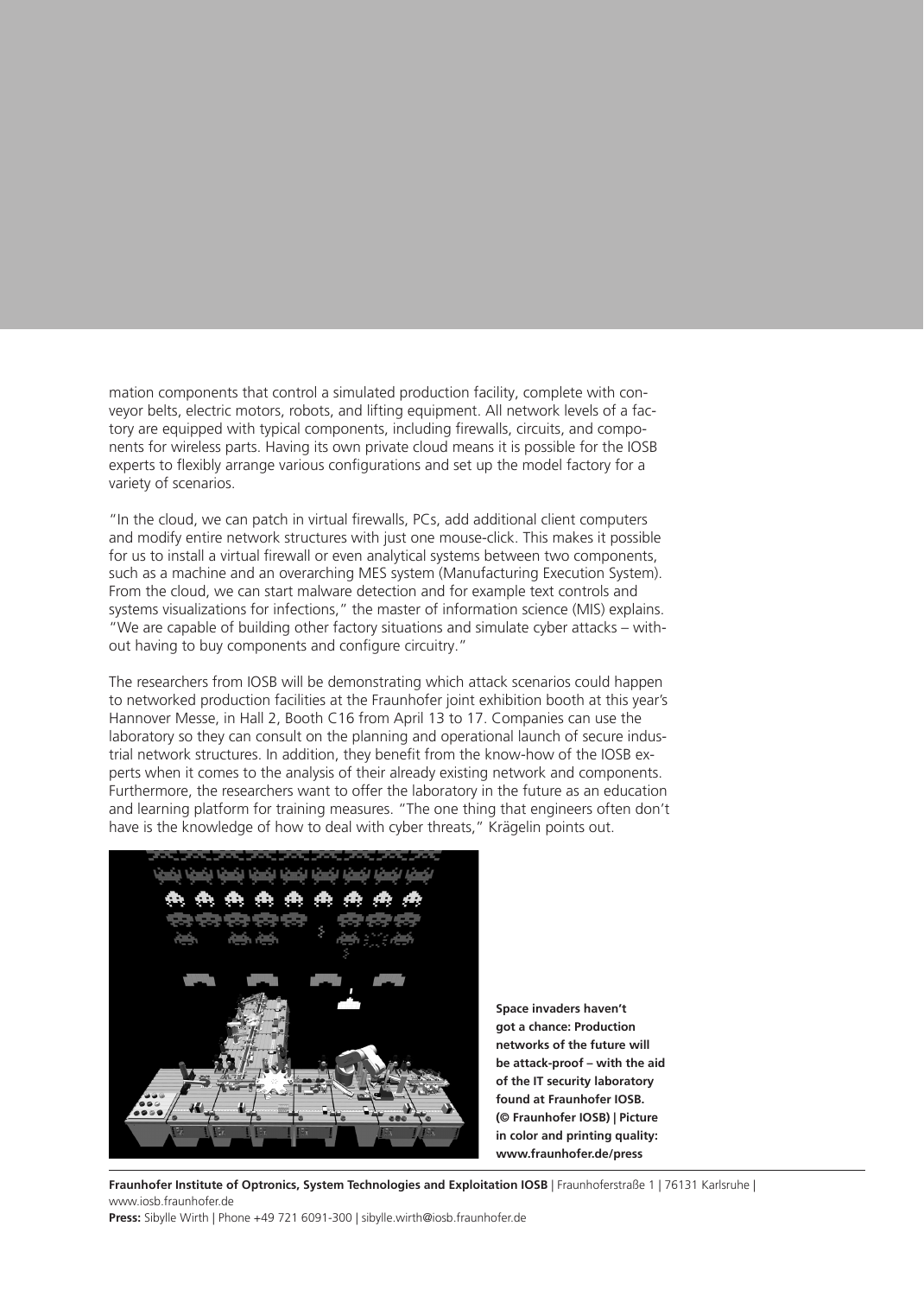mation components that control a simulated production facility, complete with conveyor belts, electric motors, robots, and lifting equipment. All network levels of a factory are equipped with typical components, including firewalls, circuits, and components for wireless parts. Having its own private cloud means it is possible for the IOSB experts to flexibly arrange various configurations and set up the model factory for a variety of scenarios.

"In the cloud, we can patch in virtual firewalls, PCs, add additional client computers and modify entire network structures with just one mouse-click. This makes it possible for us to install a virtual firewall or even analytical systems between two components, such as a machine and an overarching MES system (Manufacturing Execution System). From the cloud, we can start malware detection and for example text controls and systems visualizations for infections," the master of information science (MIS) explains. "We are capable of building other factory situations and simulate cyber attacks – without having to buy components and configure circuitry."

The researchers from IOSB will be demonstrating which attack scenarios could happen to networked production facilities at the Fraunhofer joint exhibition booth at this year's Hannover Messe, in Hall 2, Booth C16 from April 13 to 17. Companies can use the laboratory so they can consult on the planning and operational launch of secure industrial network structures. In addition, they benefit from the know-how of the IOSB experts when it comes to the analysis of their already existing network and components. Furthermore, the researchers want to offer the laboratory in the future as an education and learning platform for training measures. "The one thing that engineers often don't have is the knowledge of how to deal with cyber threats," Krägelin points out.

**Space invaders haven't got a chance: Production networks of the future will be attack-proof – with the aid of the IT security laboratory found at Fraunhofer IOSB. (© Fraunhofer IOSB) | Picture in color and printing quality: www.fraunhofer.de/press**

**Fraunhofer Institute of Optronics, System Technologies and Exploitation IOSB** | Fraunhoferstraße 1 | 76131 Karlsruhe | www.iosb.fraunhofer.de

**Press:** Sibylle Wirth | Phone +49 721 6091-300 | sibylle.wirth@iosb.fraunhofer.de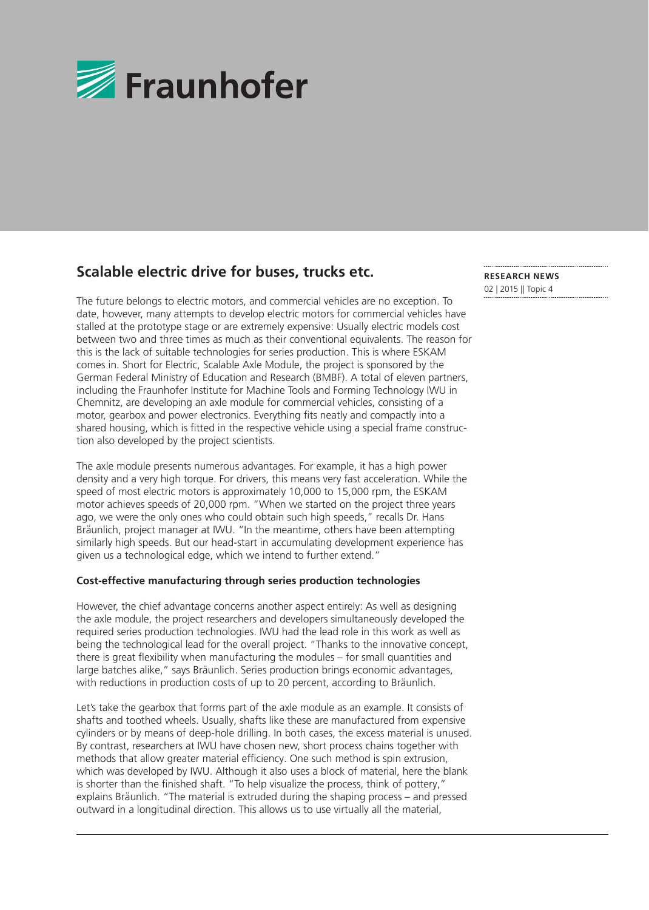## Scalable electric drive for buses, trucks etc.

**RESEARCH NEWS**
02 | 2015 || Topic 4

The future belongs to electric motors, and commercial vehicles are no exception. To date, however, many attempts to develop electric motors for commercial vehicles have stalled at the prototype stage or are extremely expensive: Usually electric models cost between two and three times as much as their conventional equivalents. The reason for this is the lack of suitable technologies for series production. This is where ESKAM comes in. Short for Electric, Scalable Axle Module, the project is sponsored by the German Federal Ministry of Education and Research (BMBF). A total of eleven partners, including the Fraunhofer Institute for Machine Tools and Forming Technology IWU in Chemnitz, are developing an axle module for commercial vehicles, consisting of a motor, gearbox and power electronics. Everything fits neatly and compactly into a shared housing, which is fitted in the respective vehicle using a special frame construction also developed by the project scientists.

The axle module presents numerous advantages. For example, it has a high power density and a very high torque. For drivers, this means very fast acceleration. While the speed of most electric motors is approximately 10,000 to 15,000 rpm, the ESKAM motor achieves speeds of 20,000 rpm. "When we started on the project three years ago, we were the only ones who could obtain such high speeds," recalls Dr. Hans Bräunlich, project manager at IWU. "In the meantime, others have been attempting similarly high speeds. But our head-start in accumulating development experience has given us a technological edge, which we intend to further extend."

### Cost-effective manufacturing through series production technologies

However, the chief advantage concerns another aspect entirely: As well as designing the axle module, the project researchers and developers simultaneously developed the required series production technologies. IWU had the lead role in this work as well as being the technological lead for the overall project. "Thanks to the innovative concept, there is great flexibility when manufacturing the modules – for small quantities and large batches alike," says Bräunlich. Series production brings economic advantages, with reductions in production costs of up to 20 percent, according to Bräunlich.

Let's take the gearbox that forms part of the axle module as an example. It consists of shafts and toothed wheels. Usually, shafts like these are manufactured from expensive cylinders or by means of deep-hole drilling. In both cases, the excess material is unused. By contrast, researchers at IWU have chosen new, short process chains together with methods that allow greater material efficiency. One such method is spin extrusion, which was developed by IWU. Although it also uses a block of material, here the blank is shorter than the finished shaft. "To help visualize the process, think of pottery," explains Bräunlich. "The material is extruded during the shaping process – and pressed outward in a longitudinal direction. This allows us to use virtually all the material,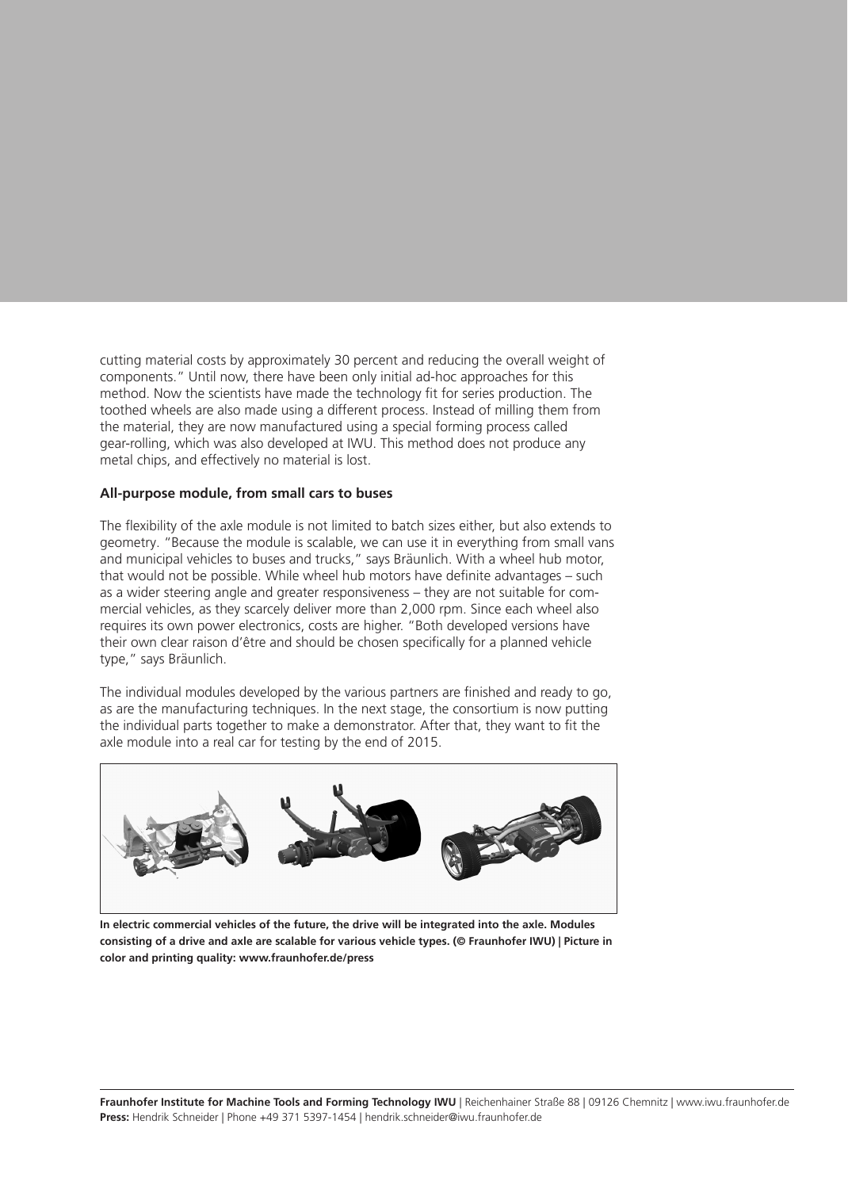cutting material costs by approximately 30 percent and reducing the overall weight of components." Until now, there have been only initial ad-hoc approaches for this method. Now the scientists have made the technology fit for series production. The toothed wheels are also made using a different process. Instead of milling them from the material, they are now manufactured using a special forming process called gear-rolling, which was also developed at IWU. This method does not produce any metal chips, and effectively no material is lost.

**All-purpose module, from small cars to buses**

The flexibility of the axle module is not limited to batch sizes either, but also extends to geometry. "Because the module is scalable, we can use it in everything from small vans and municipal vehicles to buses and trucks," says Bräunlich. With a wheel hub motor, that would not be possible. While wheel hub motors have definite advantages – such as a wider steering angle and greater responsiveness – they are not suitable for commercial vehicles, as they scarcely deliver more than 2,000 rpm. Since each wheel also requires its own power electronics, costs are higher. "Both developed versions have their own clear raison d'être and should be chosen specifically for a planned vehicle type," says Bräunlich.

The individual modules developed by the various partners are finished and ready to go, as are the manufacturing techniques. In the next stage, the consortium is now putting the individual parts together to make a demonstrator. After that, they want to fit the axle module into a real car for testing by the end of 2015.

**In electric commercial vehicles of the future, the drive will be integrated into the axle. Modules consisting of a drive and axle are scalable for various vehicle types. (© Fraunhofer IWU) | Picture in color and printing quality: www.fraunhofer.de/press**

**Fraunhofer Institute for Machine Tools and Forming Technology IWU** | Reichenhainer Straße 88 | 09126 Chemnitz | www.iwu.fraunhofer.de
**Press:** Hendrik Schneider | Phone +49 371 5397-1454 | hendrik.schneider@iwu.fraunhofer.de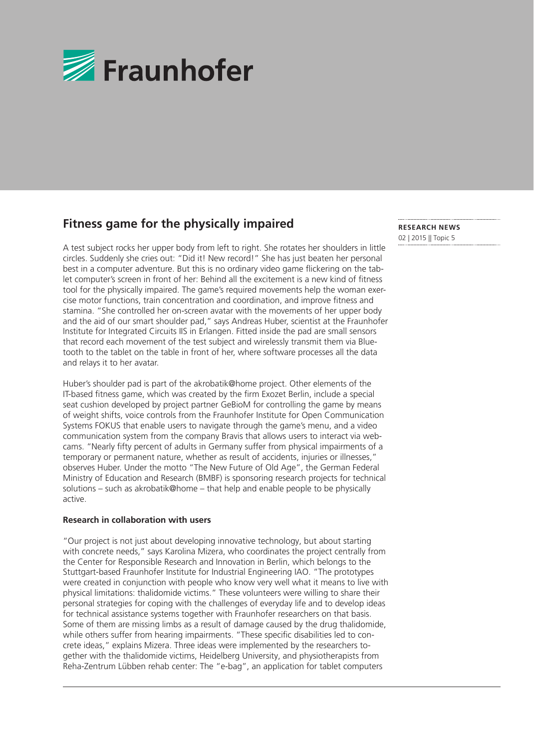## Fitness game for the physically impaired

**RESEARCH NEWS**
02 | 2015 || Topic 5

A test subject rocks her upper body from left to right. She rotates her shoulders in little circles. Suddenly she cries out: "Did it! New record!" She has just beaten her personal best in a computer adventure. But this is no ordinary video game flickering on the tablet computer's screen in front of her: Behind all the excitement is a new kind of fitness tool for the physically impaired. The game's required movements help the woman exercise motor functions, train concentration and coordination, and improve fitness and stamina. "She controlled her on-screen avatar with the movements of her upper body and the aid of our smart shoulder pad," says Andreas Huber, scientist at the Fraunhofer Institute for Integrated Circuits IIS in Erlangen. Fitted inside the pad are small sensors that record each movement of the test subject and wirelessly transmit them via Bluetooth to the tablet on the table in front of her, where software processes all the data and relays it to her avatar.

Huber's shoulder pad is part of the akrobatik@home project. Other elements of the IT-based fitness game, which was created by the firm Exozet Berlin, include a special seat cushion developed by project partner GeBioM for controlling the game by means of weight shifts, voice controls from the Fraunhofer Institute for Open Communication Systems FOKUS that enable users to navigate through the game's menu, and a video communication system from the company Bravis that allows users to interact via webcams. "Nearly fifty percent of adults in Germany suffer from physical impairments of a temporary or permanent nature, whether as result of accidents, injuries or illnesses," observes Huber. Under the motto "The New Future of Old Age", the German Federal Ministry of Education and Research (BMBF) is sponsoring research projects for technical solutions – such as akrobatik@home – that help and enable people to be physically active.

### Research in collaboration with users

"Our project is not just about developing innovative technology, but about starting with concrete needs," says Karolina Mizera, who coordinates the project centrally from the Center for Responsible Research and Innovation in Berlin, which belongs to the Stuttgart-based Fraunhofer Institute for Industrial Engineering IAO. "The prototypes were created in conjunction with people who know very well what it means to live with physical limitations: thalidomide victims." These volunteers were willing to share their personal strategies for coping with the challenges of everyday life and to develop ideas for technical assistance systems together with Fraunhofer researchers on that basis. Some of them are missing limbs as a result of damage caused by the drug thalidomide, while others suffer from hearing impairments. "These specific disabilities led to concrete ideas," explains Mizera. Three ideas were implemented by the researchers together with the thalidomide victims, Heidelberg University, and physiotherapists from Reha-Zentrum Lübben rehab center: The "e-bag", an application for tablet computers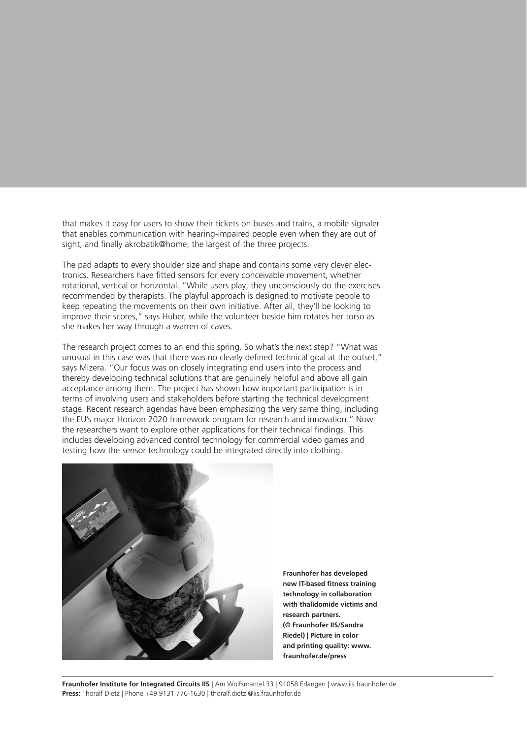that makes it easy for users to show their tickets on buses and trains, a mobile signaler that enables communication with hearing-impaired people even when they are out of sight, and finally akrobatik@home, the largest of the three projects.

The pad adapts to every shoulder size and shape and contains some very clever electronics. Researchers have fitted sensors for every conceivable movement, whether rotational, vertical or horizontal. "While users play, they unconsciously do the exercises recommended by therapists. The playful approach is designed to motivate people to keep repeating the movements on their own initiative. After all, they'll be looking to improve their scores," says Huber, while the volunteer beside him rotates her torso as she makes her way through a warren of caves.

The research project comes to an end this spring. So what's the next step? "What was unusual in this case was that there was no clearly defined technical goal at the outset," says Mizera. "Our focus was on closely integrating end users into the process and thereby developing technical solutions that are genuinely helpful and above all gain acceptance among them. The project has shown how important participation is in terms of involving users and stakeholders before starting the technical development stage. Recent research agendas have been emphasizing the very same thing, including the EU's major Horizon 2020 framework program for research and innovation." Now the researchers want to explore other applications for their technical findings. This includes developing advanced control technology for commercial video games and testing how the sensor technology could be integrated directly into clothing.

**Fraunhofer has developed new IT-based fitness training technology in collaboration with thalidomide victims and research partners. (© Fraunhofer IIS/Sandra Riedel) | Picture in color and printing quality: www.fraunhofer.de/press**

**Fraunhofer Institute for Integrated Circuits IIS** | Am Wolfsmantel 33 | 91058 Erlangen | www.iis.fraunhofer.de
**Press:** Thoralf Dietz | Phone +49 9131 776-1630 | thoralf.dietz @iis.fraunhofer.de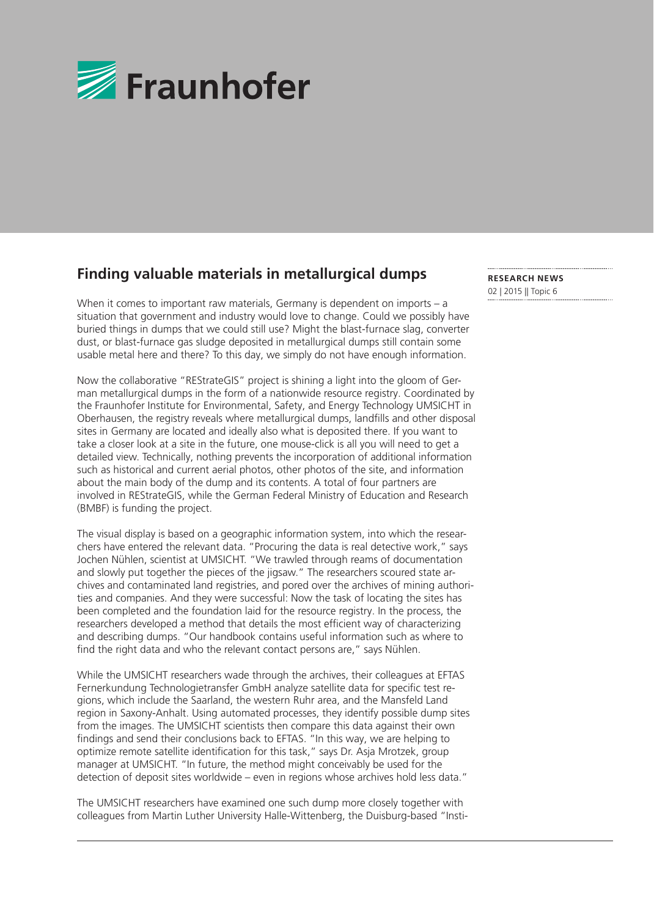## Finding valuable materials in metallurgical dumps

**RESEARCH NEWS**
02 | 2015 || Topic 6

When it comes to important raw materials, Germany is dependent on imports – a situation that government and industry would love to change. Could we possibly have buried things in dumps that we could still use? Might the blast-furnace slag, converter dust, or blast-furnace gas sludge deposited in metallurgical dumps still contain some usable metal here and there? To this day, we simply do not have enough information.

Now the collaborative "REStrateGIS" project is shining a light into the gloom of German metallurgical dumps in the form of a nationwide resource registry. Coordinated by the Fraunhofer Institute for Environmental, Safety, and Energy Technology UMSICHT in Oberhausen, the registry reveals where metallurgical dumps, landfills and other disposal sites in Germany are located and ideally also what is deposited there. If you want to take a closer look at a site in the future, one mouse-click is all you will need to get a detailed view. Technically, nothing prevents the incorporation of additional information such as historical and current aerial photos, other photos of the site, and information about the main body of the dump and its contents. A total of four partners are involved in REStrateGIS, while the German Federal Ministry of Education and Research (BMBF) is funding the project.

The visual display is based on a geographic information system, into which the researchers have entered the relevant data. "Procuring the data is real detective work," says Jochen Nühlen, scientist at UMSICHT. "We trawled through reams of documentation and slowly put together the pieces of the jigsaw." The researchers scoured state archives and contaminated land registries, and pored over the archives of mining authorities and companies. And they were successful: Now the task of locating the sites has been completed and the foundation laid for the resource registry. In the process, the researchers developed a method that details the most efficient way of characterizing and describing dumps. "Our handbook contains useful information such as where to find the right data and who the relevant contact persons are," says Nühlen.

While the UMSICHT researchers wade through the archives, their colleagues at EFTAS Fernerkundung Technologietransfer GmbH analyze satellite data for specific test regions, which include the Saarland, the western Ruhr area, and the Mansfeld Land region in Saxony-Anhalt. Using automated processes, they identify possible dump sites from the images. The UMSICHT scientists then compare this data against their own findings and send their conclusions back to EFTAS. "In this way, we are helping to optimize remote satellite identification for this task," says Dr. Asja Mrotzek, group manager at UMSICHT. "In future, the method might conceivably be used for the detection of deposit sites worldwide – even in regions whose archives hold less data."

The UMSICHT researchers have examined one such dump more closely together with colleagues from Martin Luther University Halle-Wittenberg, the Duisburg-based "Insti-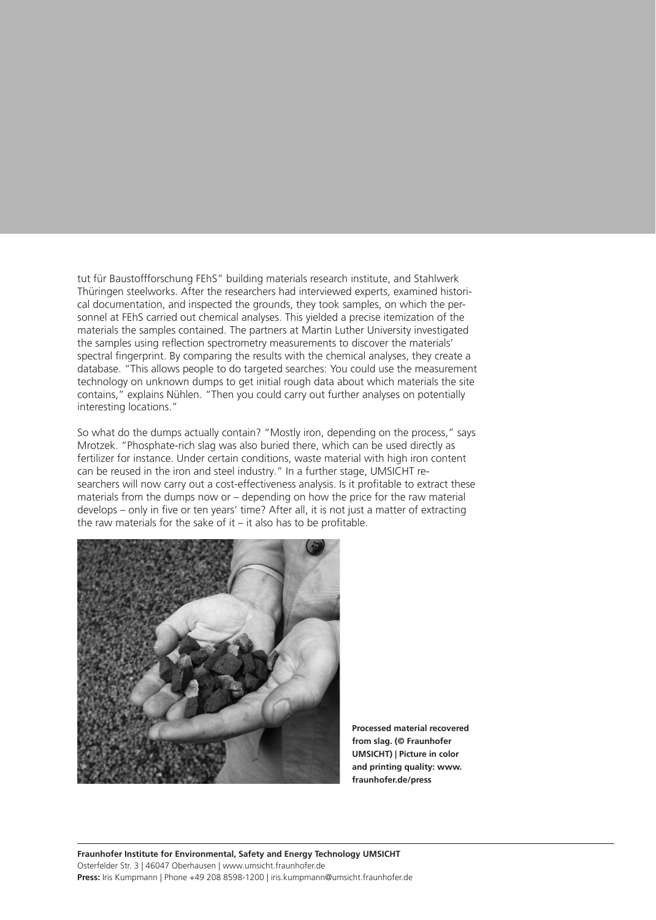tut für Baustoffforschung FEhS" building materials research institute, and Stahlwerk Thüringen steelworks. After the researchers had interviewed experts, examined historical documentation, and inspected the grounds, they took samples, on which the personnel at FEhS carried out chemical analyses. This yielded a precise itemization of the materials the samples contained. The partners at Martin Luther University investigated the samples using reflection spectrometry measurements to discover the materials' spectral fingerprint. By comparing the results with the chemical analyses, they create a database. "This allows people to do targeted searches: You could use the measurement technology on unknown dumps to get initial rough data about which materials the site contains," explains Nühlen. "Then you could carry out further analyses on potentially interesting locations."

So what do the dumps actually contain? "Mostly iron, depending on the process," says Mrotzek. "Phosphate-rich slag was also buried there, which can be used directly as fertilizer for instance. Under certain conditions, waste material with high iron content can be reused in the iron and steel industry." In a further stage, UMSICHT researchers will now carry out a cost-effectiveness analysis. Is it profitable to extract these materials from the dumps now or – depending on how the price for the raw material develops – only in five or ten years' time? After all, it is not just a matter of extracting the raw materials for the sake of it – it also has to be profitable.

**Processed material recovered from slag. (© Fraunhofer UMSICHT) | Picture in color and printing quality: www.fraunhofer.de/press**

**Fraunhofer Institute for Environmental, Safety and Energy Technology UMSICHT**
Osterfelder Str. 3 | 46047 Oberhausen | www.umsicht.fraunhofer.de
**Press:** Iris Kumpmann | Phone +49 208 8598-1200 | iris.kumpmann@umsicht.fraunhofer.de